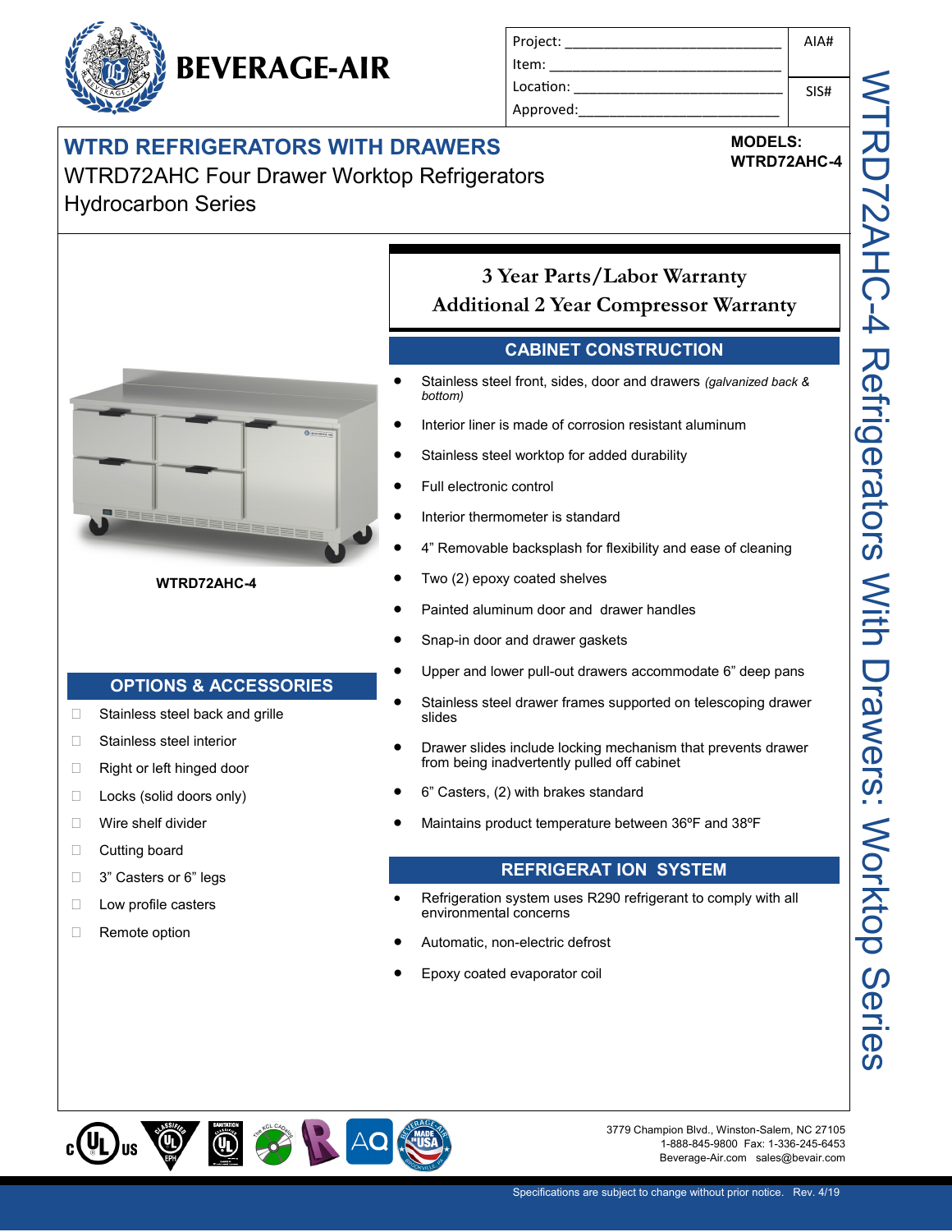# BEVERAGE-AIR

| Project: | AIA# |
|---|---|
| Item: | |
| Location: | SIS# |
| Approved: | |

## WTRD REFRIGERATORS WITH DRAWERS

WTRD72AHC Four Drawer Worktop Refrigerators
Hydrocarbon Series

**MODELS:**
**WTRD72AHC-4**

**WTRD72AHC-4**

**3 Year Parts/Labor Warranty**
**Additional 2 Year Compressor Warranty**

### CABINET CONSTRUCTION

- Stainless steel front, sides, door and drawers *(galvanized back & bottom)*
- Interior liner is made of corrosion resistant aluminum
- Stainless steel worktop for added durability
- Full electronic control
- Interior thermometer is standard
- 4" Removable backsplash for flexibility and ease of cleaning
- Two (2) epoxy coated shelves
- Painted aluminum door and drawer handles
- Snap-in door and drawer gaskets
- Upper and lower pull-out drawers accommodate 6" deep pans
- Stainless steel drawer frames supported on telescoping drawer slides
- Drawer slides include locking mechanism that prevents drawer from being inadvertently pulled off cabinet
- 6" Casters, (2) with brakes standard
- Maintains product temperature between 36ºF and 38ºF

### REFRIGERAT ION SYSTEM

- Refrigeration system uses R290 refrigerant to comply with all environmental concerns
- Automatic, non-electric defrost
- Epoxy coated evaporator coil

### OPTIONS & ACCESSORIES

- ☐ Stainless steel back and grille
- ☐ Stainless steel interior
- ☐ Right or left hinged door
- ☐ Locks (solid doors only)
- ☐ Wire shelf divider
- ☐ Cutting board
- ☐ 3" Casters or 6" legs
- ☐ Low profile casters
- ☐ Remote option

WTRD72AHC-4 Refrigerators With Drawers: Worktop Series

3779 Champion Blvd., Winston-Salem, NC 27105
1-888-845-9800 Fax: 1-336-245-6453
Beverage-Air.com sales@bevair.com

Specifications are subject to change without prior notice. Rev. 4/19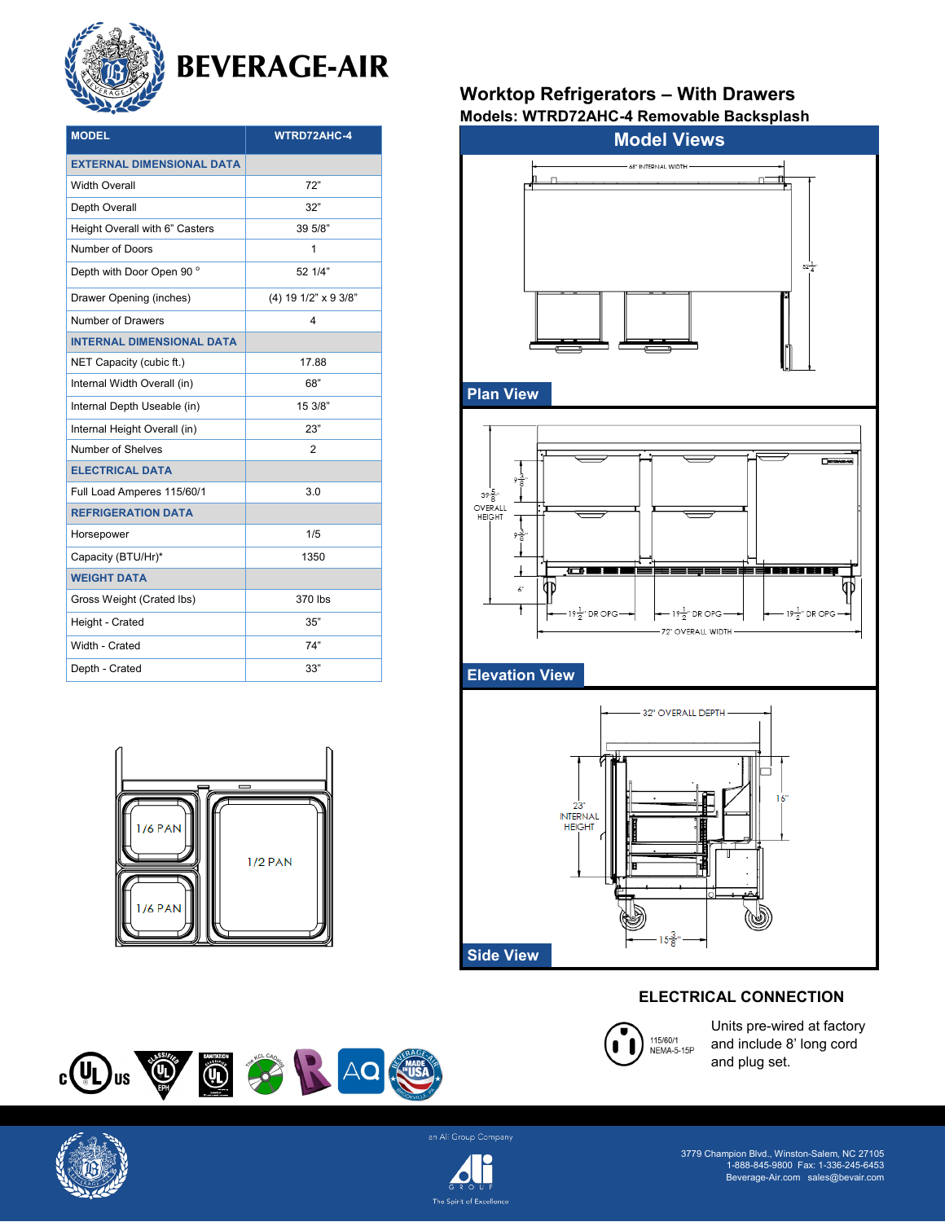# BEVERAGE-AIR

## Worktop Refrigerators – With Drawers

### Models: WTRD72AHC-4 Removable Backsplash

| MODEL | WTRD72AHC-4 |
|---|---|
| **EXTERNAL DIMENSIONAL DATA** | |
| Width Overall | 72" |
| Depth Overall | 32" |
| Height Overall with 6" Casters | 39 5/8" |
| Number of Doors | 1 |
| Depth with Door Open 90 ° | 52 1/4" |
| Drawer Opening (inches) | (4) 19 1/2" x 9 3/8" |
| Number of Drawers | 4 |
| **INTERNAL DIMENSIONAL DATA** | |
| NET Capacity (cubic ft.) | 17.88 |
| Internal Width Overall (in) | 68" |
| Internal Depth Useable (in) | 15 3/8" |
| Internal Height Overall (in) | 23" |
| Number of Shelves | 2 |
| **ELECTRICAL DATA** | |
| Full Load Amperes 115/60/1 | 3.0 |
| **REFRIGERATION DATA** | |
| Horsepower | 1/5 |
| Capacity (BTU/Hr)* | 1350 |
| **WEIGHT DATA** | |
| Gross Weight (Crated lbs) | 370 lbs |
| Height - Crated | 35" |
| Width - Crated | 74" |
| Depth - Crated | 33" |

1/6 PAN
1/2 PAN
1/6 PAN

## Model Views

68" INTERNAL WIDTH
52 1/4"

**Plan View**

39 5/8" OVERALL HEIGHT
9 3/8"
9 3/8"
6"
19 1/2" DR OPG
19 1/2" DR OPG
19 1/2" DR OPG
72" OVERALL WIDTH

**Elevation View**

32" OVERALL DEPTH
23" INTERNAL HEIGHT
16"
15 3/8"

**Side View**

## ELECTRICAL CONNECTION

115/60/1
NEMA-5-15P

Units pre-wired at factory and include 8' long cord and plug set.

an Ali Group Company

The Spirit of Excellence

3779 Champion Blvd., Winston-Salem, NC 27105
1-888-845-9800 Fax: 1-336-245-6453
Beverage-Air.com sales@bevair.com